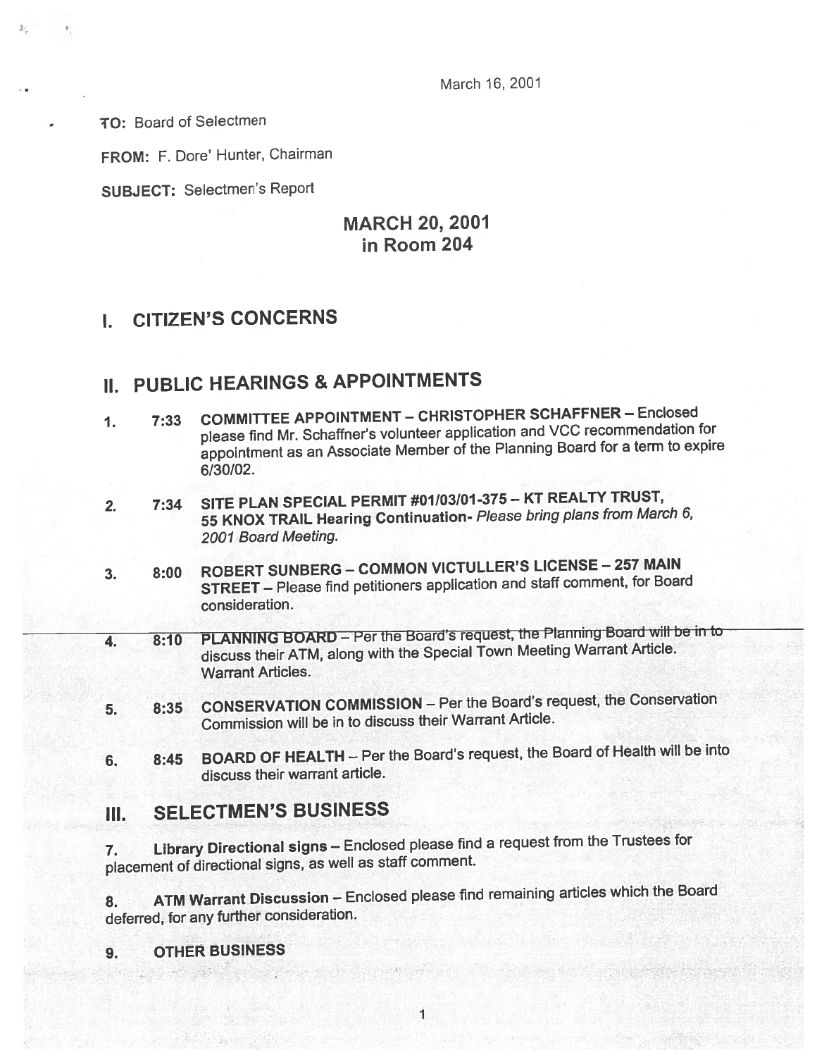March 16, 2001

**TO:** Board of Selectmen

**FROM:** F. Dore' Hunter, Chairman

**SUBJECT:** Selectmen's Report

## MARCH 20, 2001
## in Room 204

# I. CITIZEN'S CONCERNS

# II. PUBLIC HEARINGS & APPOINTMENTS

1. 7:33 **COMMITTEE APPOINTMENT – CHRISTOPHER SCHAFFNER** – Enclosed please find Mr. Schaffner's volunteer application and VCC recommendation for appointment as an Associate Member of the Planning Board for a term to expire 6/30/02.

2. 7:34 **SITE PLAN SPECIAL PERMIT #01/03/01-375 – KT REALTY TRUST, 55 KNOX TRAIL Hearing Continuation-** *Please bring plans from March 6, 2001 Board Meeting.*

3. 8:00 **ROBERT SUNBERG – COMMON VICTULLER'S LICENSE – 257 MAIN STREET** – Please find petitioners application and staff comment, for Board consideration.

4. 8:10 **PLANNING BOARD** – Per the Board's request, the Planning Board will be in to discuss their ATM, along with the Special Town Meeting Warrant Article. Warrant Articles.

5. 8:35 **CONSERVATION COMMISSION** – Per the Board's request, the Conservation Commission will be in to discuss their Warrant Article.

6. 8:45 **BOARD OF HEALTH** – Per the Board's request, the Board of Health will be into discuss their warrant article.

# III. SELECTMEN'S BUSINESS

7. **Library Directional signs** – Enclosed please find a request from the Trustees for placement of directional signs, as well as staff comment.

8. **ATM Warrant Discussion** – Enclosed please find remaining articles which the Board deferred, for any further consideration.

9. **OTHER BUSINESS**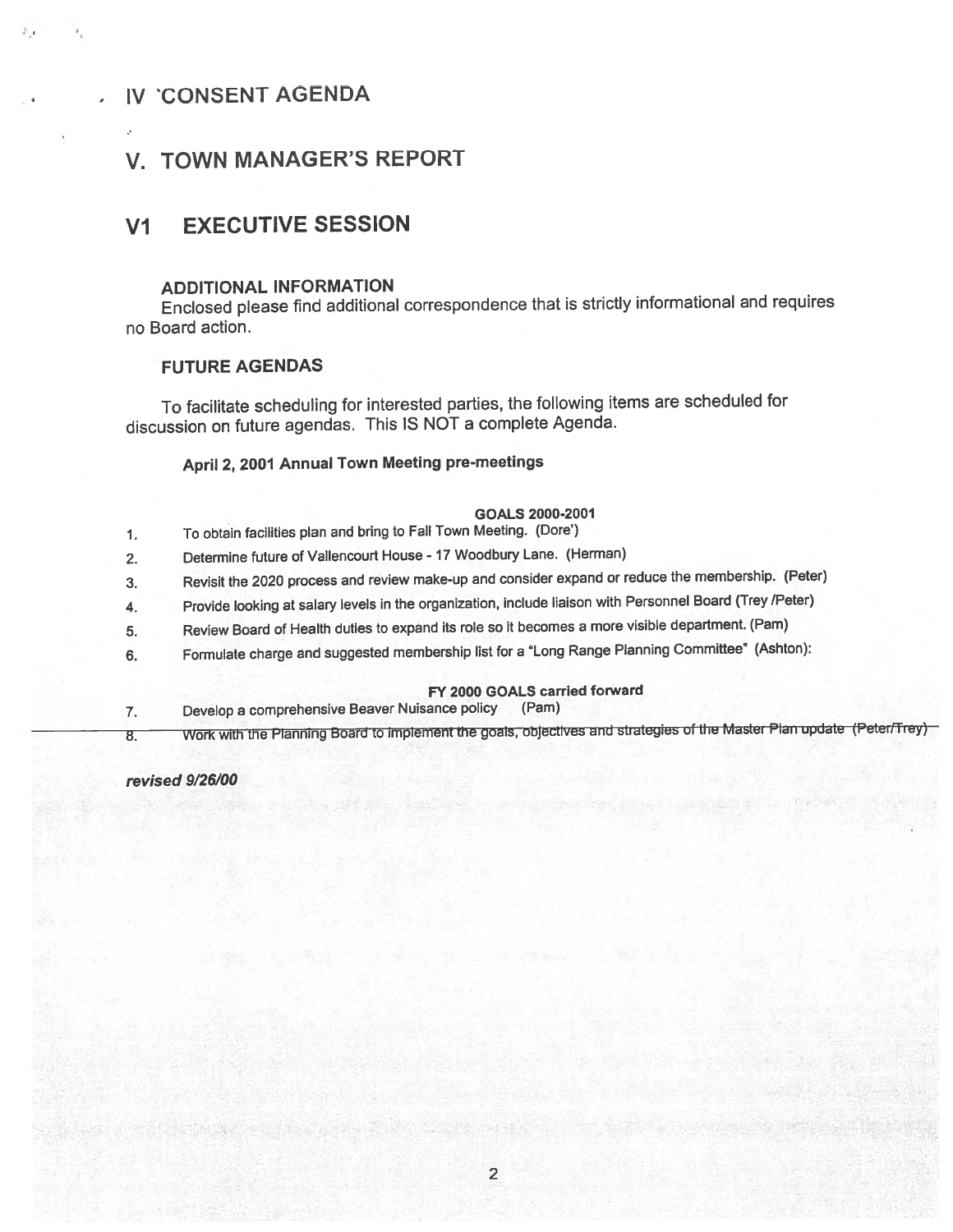## IV 'CONSENT AGENDA

## V. TOWN MANAGER'S REPORT

## V1 EXECUTIVE SESSION

### ADDITIONAL INFORMATION

Enclosed please find additional correspondence that is strictly informational and requires no Board action.

### FUTURE AGENDAS

To facilitate scheduling for interested parties, the following items are scheduled for discussion on future agendas. This IS NOT a complete Agenda.

**April 2, 2001 Annual Town Meeting pre-meetings**

**GOALS 2000-2001**

1. To obtain facilities plan and bring to Fall Town Meeting. (Dore')
2. Determine future of Vallencourt House - 17 Woodbury Lane. (Herman)
3. Revisit the 2020 process and review make-up and consider expand or reduce the membership. (Peter)
4. Provide looking at salary levels in the organization, include liaison with Personnel Board (Trey /Peter)
5. Review Board of Health duties to expand its role so it becomes a more visible department. (Pam)
6. Formulate charge and suggested membership list for a "Long Range Planning Committee" (Ashton):

**FY 2000 GOALS carried forward**

7. Develop a comprehensive Beaver Nuisance policy (Pam)
8. Work with the Planning Board to implement the goals, objectives and strategies of the Master Plan update (Peter/Trey)

***revised 9/26/00***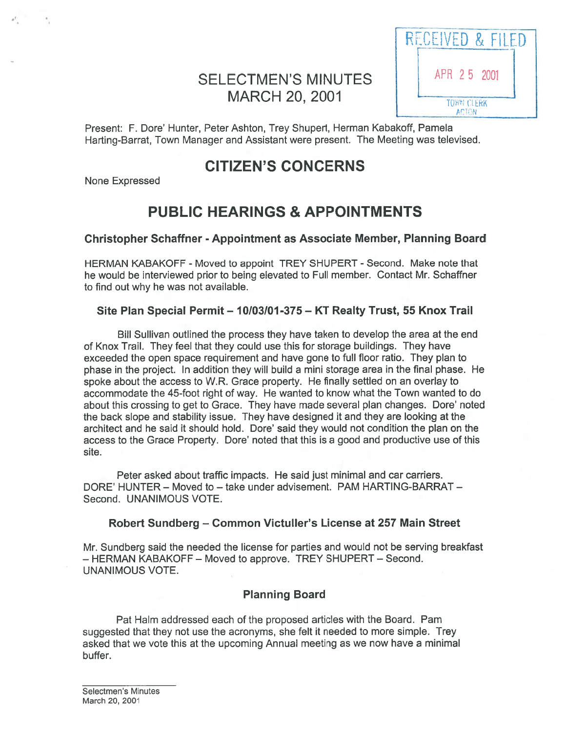RECEIVED & FILED

APR 25 2001

TOWN CLERK
ACTON

# SELECTMEN'S MINUTES
# MARCH 20, 2001

Present: F. Dore' Hunter, Peter Ashton, Trey Shupert, Herman Kabakoff, Pamela Harting-Barrat, Town Manager and Assistant were present. The Meeting was televised.

## CITIZEN'S CONCERNS

None Expressed

## PUBLIC HEARINGS & APPOINTMENTS

### Christopher Schaffner - Appointment as Associate Member, Planning Board

HERMAN KABAKOFF - Moved to appoint TREY SHUPERT - Second. Make note that he would be interviewed prior to being elevated to Full member. Contact Mr. Schaffner to find out why he was not available.

### Site Plan Special Permit – 10/03/01-375 – KT Realty Trust, 55 Knox Trail

Bill Sullivan outlined the process they have taken to develop the area at the end of Knox Trail. They feel that they could use this for storage buildings. They have exceeded the open space requirement and have gone to full floor ratio. They plan to phase in the project. In addition they will build a mini storage area in the final phase. He spoke about the access to W.R. Grace property. He finally settled on an overlay to accommodate the 45-foot right of way. He wanted to know what the Town wanted to do about this crossing to get to Grace. They have made several plan changes. Dore' noted the back slope and stability issue. They have designed it and they are looking at the architect and he said it should hold. Dore' said they would not condition the plan on the access to the Grace Property. Dore' noted that this is a good and productive use of this site.

Peter asked about traffic impacts. He said just minimal and car carriers. DORE' HUNTER – Moved to – take under advisement. PAM HARTING-BARRAT – Second. UNANIMOUS VOTE.

### Robert Sundberg – Common Victuller's License at 257 Main Street

Mr. Sundberg said the needed the license for parties and would not be serving breakfast – HERMAN KABAKOFF – Moved to approve. TREY SHUPERT – Second. UNANIMOUS VOTE.

### Planning Board

Pat Halm addressed each of the proposed articles with the Board. Pam suggested that they not use the acronyms, she felt it needed to more simple. Trey asked that we vote this at the upcoming Annual meeting as we now have a minimal buffer.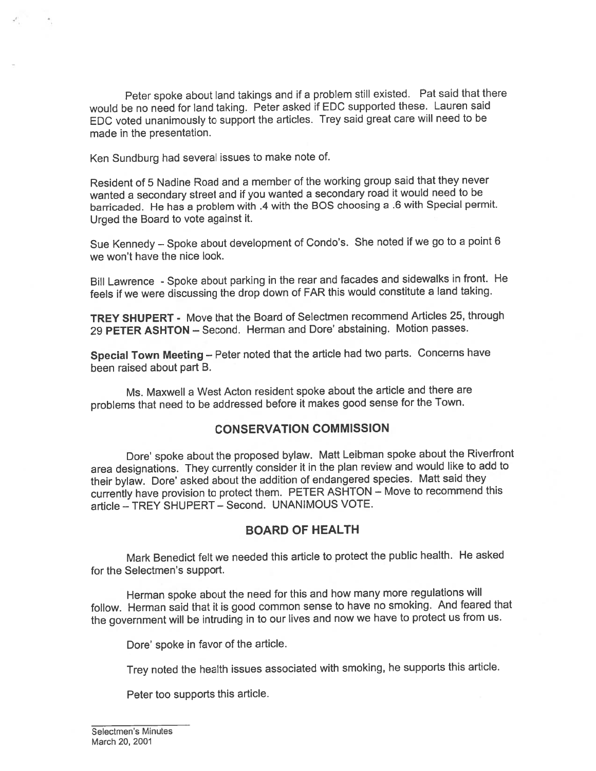Peter spoke about land takings and if a problem still existed. Pat said that there would be no need for land taking. Peter asked if EDC supported these. Lauren said EDC voted unanimously to support the articles. Trey said great care will need to be made in the presentation.

Ken Sundburg had several issues to make note of.

Resident of 5 Nadine Road and a member of the working group said that they never wanted a secondary street and if you wanted a secondary road it would need to be barricaded. He has a problem with .4 with the BOS choosing a .6 with Special permit. Urged the Board to vote against it.

Sue Kennedy – Spoke about development of Condo's. She noted if we go to a point 6 we won't have the nice look.

Bill Lawrence - Spoke about parking in the rear and facades and sidewalks in front. He feels if we were discussing the drop down of FAR this would constitute a land taking.

**TREY SHUPERT** - Move that the Board of Selectmen recommend Articles 25, through 29 **PETER ASHTON** – Second. Herman and Dore' abstaining. Motion passes.

**Special Town Meeting** – Peter noted that the article had two parts. Concerns have been raised about part B.

Ms. Maxwell a West Acton resident spoke about the article and there are problems that need to be addressed before it makes good sense for the Town.

## CONSERVATION COMMISSION

Dore' spoke about the proposed bylaw. Matt Leibman spoke about the Riverfront area designations. They currently consider it in the plan review and would like to add to their bylaw. Dore' asked about the addition of endangered species. Matt said they currently have provision to protect them. PETER ASHTON – Move to recommend this article – TREY SHUPERT – Second. UNANIMOUS VOTE.

## BOARD OF HEALTH

Mark Benedict felt we needed this article to protect the public health. He asked for the Selectmen's support.

Herman spoke about the need for this and how many more regulations will follow. Herman said that it is good common sense to have no smoking. And feared that the government will be intruding in to our lives and now we have to protect us from us.

Dore' spoke in favor of the article.

Trey noted the health issues associated with smoking, he supports this article.

Peter too supports this article.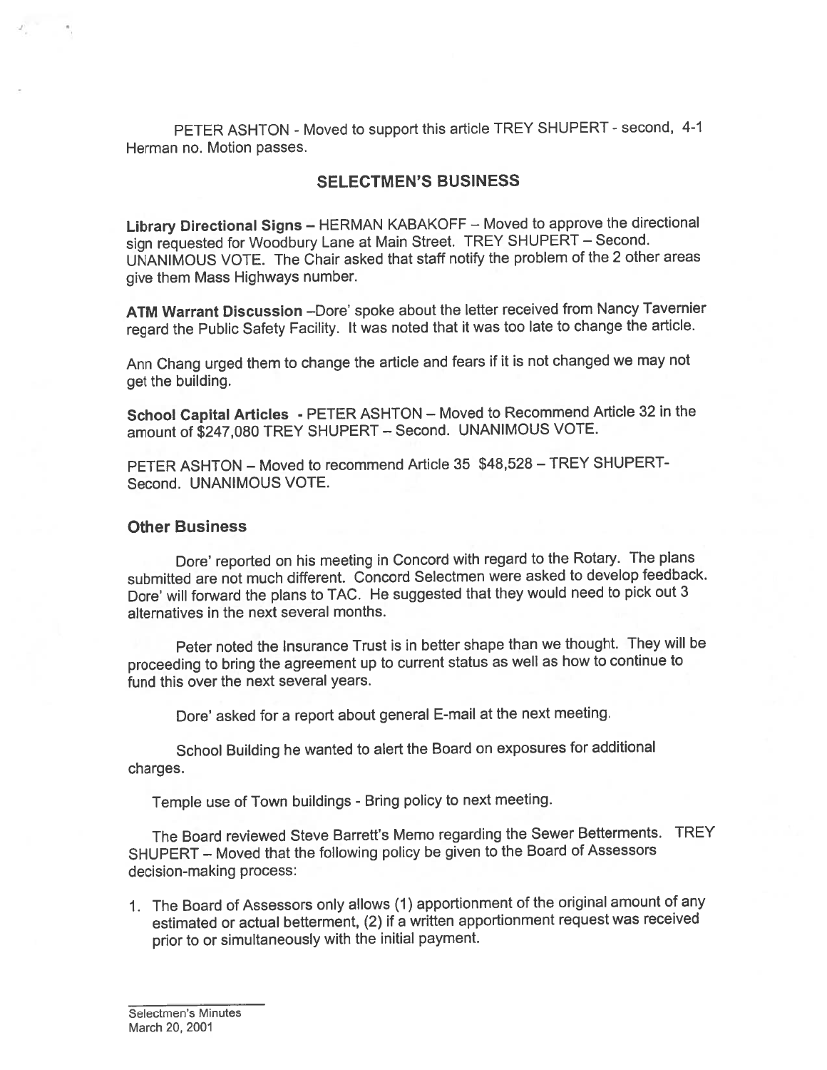PETER ASHTON - Moved to support this article TREY SHUPERT - second, 4-1 Herman no. Motion passes.

## SELECTMEN'S BUSINESS

**Library Directional Signs** – HERMAN KABAKOFF – Moved to approve the directional sign requested for Woodbury Lane at Main Street. TREY SHUPERT – Second. UNANIMOUS VOTE. The Chair asked that staff notify the problem of the 2 other areas give them Mass Highways number.

**ATM Warrant Discussion** –Dore' spoke about the letter received from Nancy Tavernier regard the Public Safety Facility. It was noted that it was too late to change the article.

Ann Chang urged them to change the article and fears if it is not changed we may not get the building.

**School Capital Articles** - PETER ASHTON – Moved to Recommend Article 32 in the amount of $247,080 TREY SHUPERT – Second. UNANIMOUS VOTE.

PETER ASHTON – Moved to recommend Article 35 $48,528 – TREY SHUPERT- Second. UNANIMOUS VOTE.

### Other Business

Dore' reported on his meeting in Concord with regard to the Rotary. The plans submitted are not much different. Concord Selectmen were asked to develop feedback. Dore' will forward the plans to TAC. He suggested that they would need to pick out 3 alternatives in the next several months.

Peter noted the Insurance Trust is in better shape than we thought. They will be proceeding to bring the agreement up to current status as well as how to continue to fund this over the next several years.

Dore' asked for a report about general E-mail at the next meeting.

School Building he wanted to alert the Board on exposures for additional charges.

Temple use of Town buildings - Bring policy to next meeting.

The Board reviewed Steve Barrett's Memo regarding the Sewer Betterments. TREY SHUPERT – Moved that the following policy be given to the Board of Assessors decision-making process:

1. The Board of Assessors only allows (1) apportionment of the original amount of any estimated or actual betterment, (2) if a written apportionment request was received prior to or simultaneously with the initial payment.

Selectmen's Minutes
March 20, 2001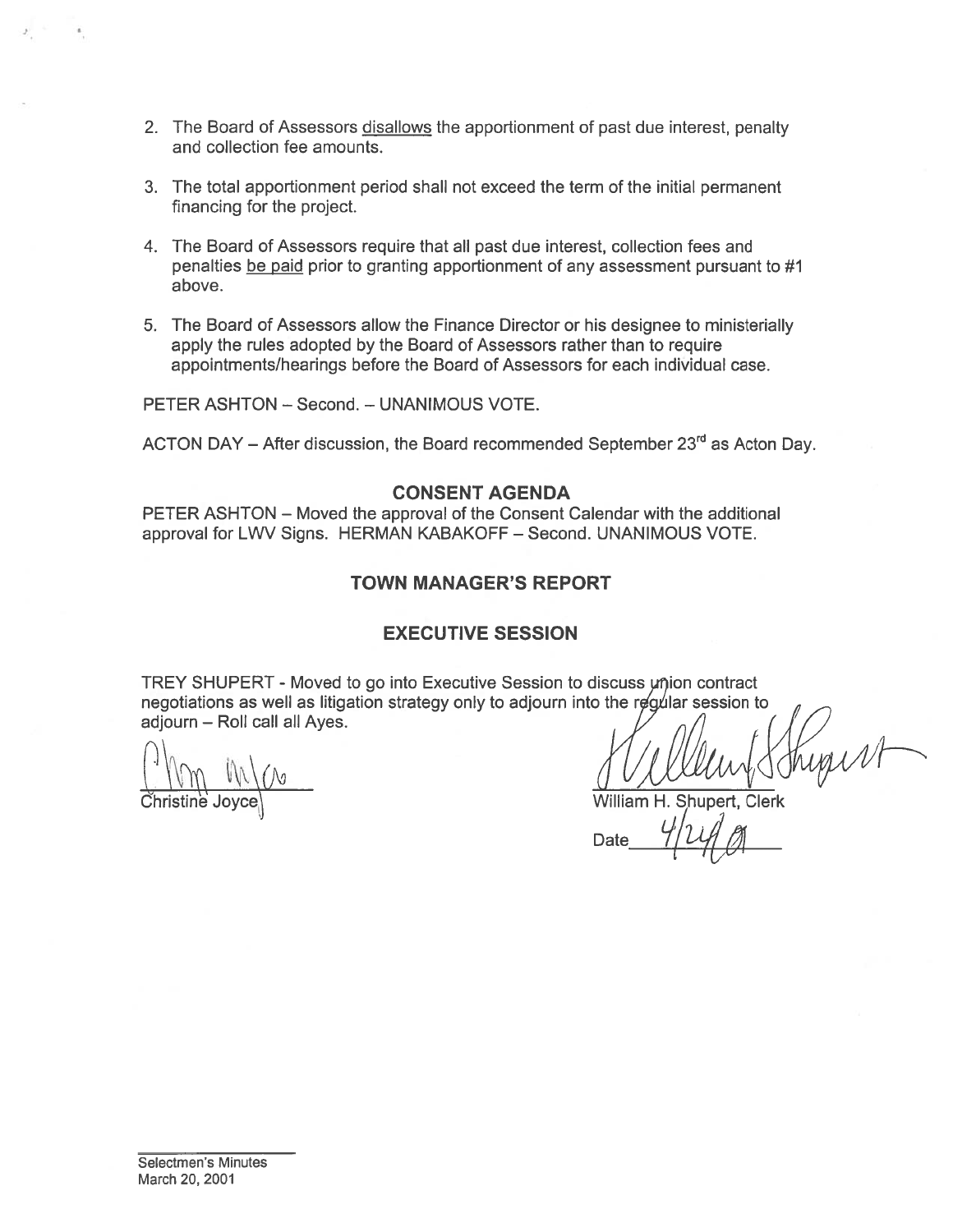2. The Board of Assessors <u>disallows</u> the apportionment of past due interest, penalty and collection fee amounts.

3. The total apportionment period shall not exceed the term of the initial permanent financing for the project.

4. The Board of Assessors require that all past due interest, collection fees and penalties <u>be paid</u> prior to granting apportionment of any assessment pursuant to #1 above.

5. The Board of Assessors allow the Finance Director or his designee to ministerially apply the rules adopted by the Board of Assessors rather than to require appointments/hearings before the Board of Assessors for each individual case.

PETER ASHTON – Second. – UNANIMOUS VOTE.

ACTON DAY – After discussion, the Board recommended September 23rd as Acton Day.

## CONSENT AGENDA

PETER ASHTON – Moved the approval of the Consent Calendar with the additional approval for LWV Signs. HERMAN KABAKOFF – Second. UNANIMOUS VOTE.

## TOWN MANAGER'S REPORT

## EXECUTIVE SESSION

TREY SHUPERT - Moved to go into Executive Session to discuss union contract negotiations as well as litigation strategy only to adjourn into the regular session to adjourn – Roll call all Ayes.

Christine Joyce

William H. Shupert, Clerk

Date 4/24/01

Selectmen's Minutes
March 20, 2001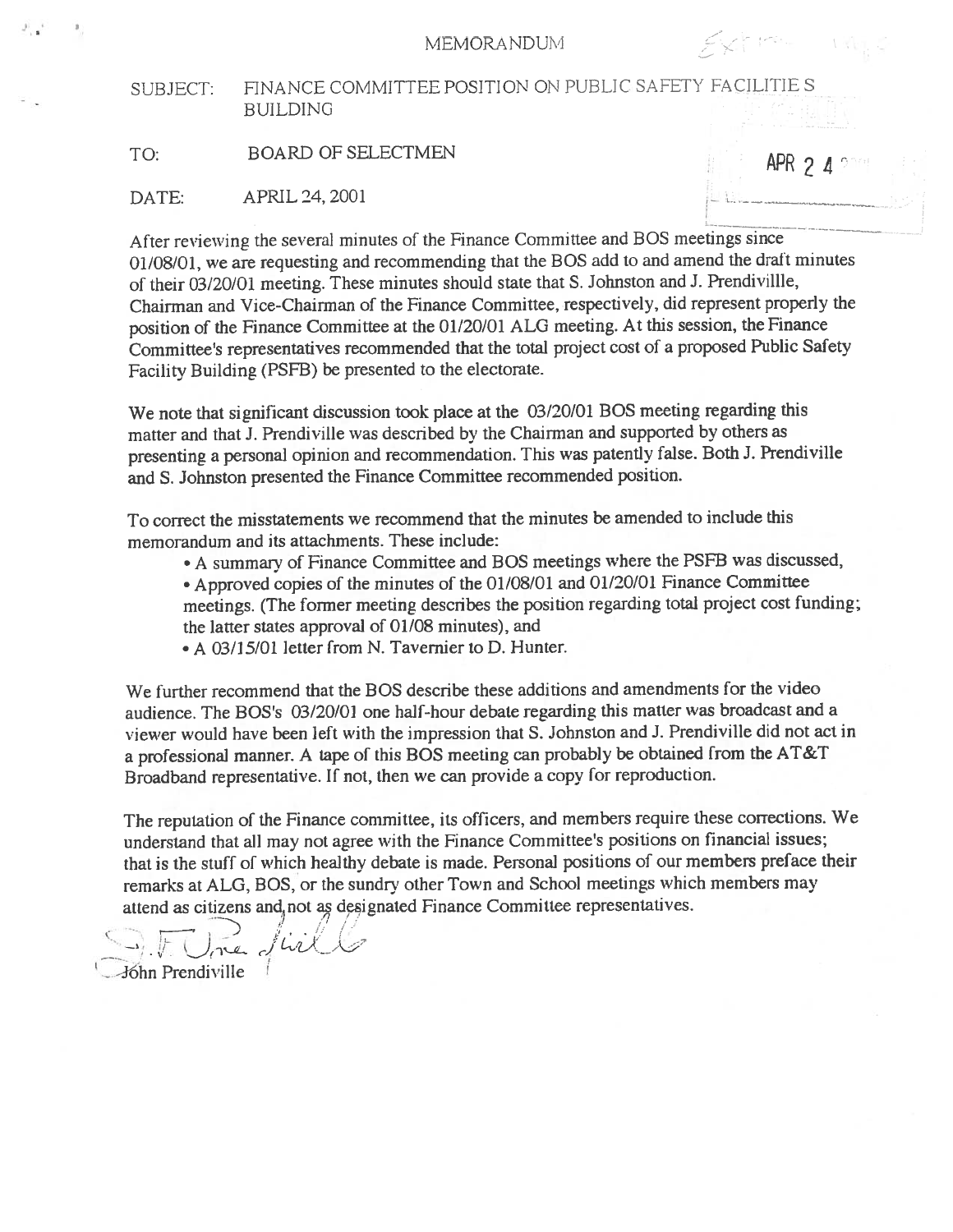# MEMORANDUM

SUBJECT: FINANCE COMMITTEE POSITION ON PUBLIC SAFETY FACILITIES BUILDING

TO: BOARD OF SELECTMEN

DATE: APRIL 24, 2001

APR 2 4

After reviewing the several minutes of the Finance Committee and BOS meetings since 01/08/01, we are requesting and recommending that the BOS add to and amend the draft minutes of their 03/20/01 meeting. These minutes should state that S. Johnston and J. Prendivillle, Chairman and Vice-Chairman of the Finance Committee, respectively, did represent properly the position of the Finance Committee at the 01/20/01 ALG meeting. At this session, the Finance Committee's representatives recommended that the total project cost of a proposed Public Safety Facility Building (PSFB) be presented to the electorate.

We note that significant discussion took place at the 03/20/01 BOS meeting regarding this matter and that J. Prendiville was described by the Chairman and supported by others as presenting a personal opinion and recommendation. This was patently false. Both J. Prendiville and S. Johnston presented the Finance Committee recommended position.

To correct the misstatements we recommend that the minutes be amended to include this memorandum and its attachments. These include:

- A summary of Finance Committee and BOS meetings where the PSFB was discussed,
- Approved copies of the minutes of the 01/08/01 and 01/20/01 Finance Committee meetings. (The former meeting describes the position regarding total project cost funding; the latter states approval of 01/08 minutes), and
- A 03/15/01 letter from N. Tavernier to D. Hunter.

We further recommend that the BOS describe these additions and amendments for the video audience. The BOS's 03/20/01 one half-hour debate regarding this matter was broadcast and a viewer would have been left with the impression that S. Johnston and J. Prendiville did not act in a professional manner. A tape of this BOS meeting can probably be obtained from the AT&T Broadband representative. If not, then we can provide a copy for reproduction.

The reputation of the Finance committee, its officers, and members require these corrections. We understand that all may not agree with the Finance Committee's positions on financial issues; that is the stuff of which healthy debate is made. Personal positions of our members preface their remarks at ALG, BOS, or the sundry other Town and School meetings which members may attend as citizens and not as designated Finance Committee representatives.

J. F. Prendiville

John Prendiville